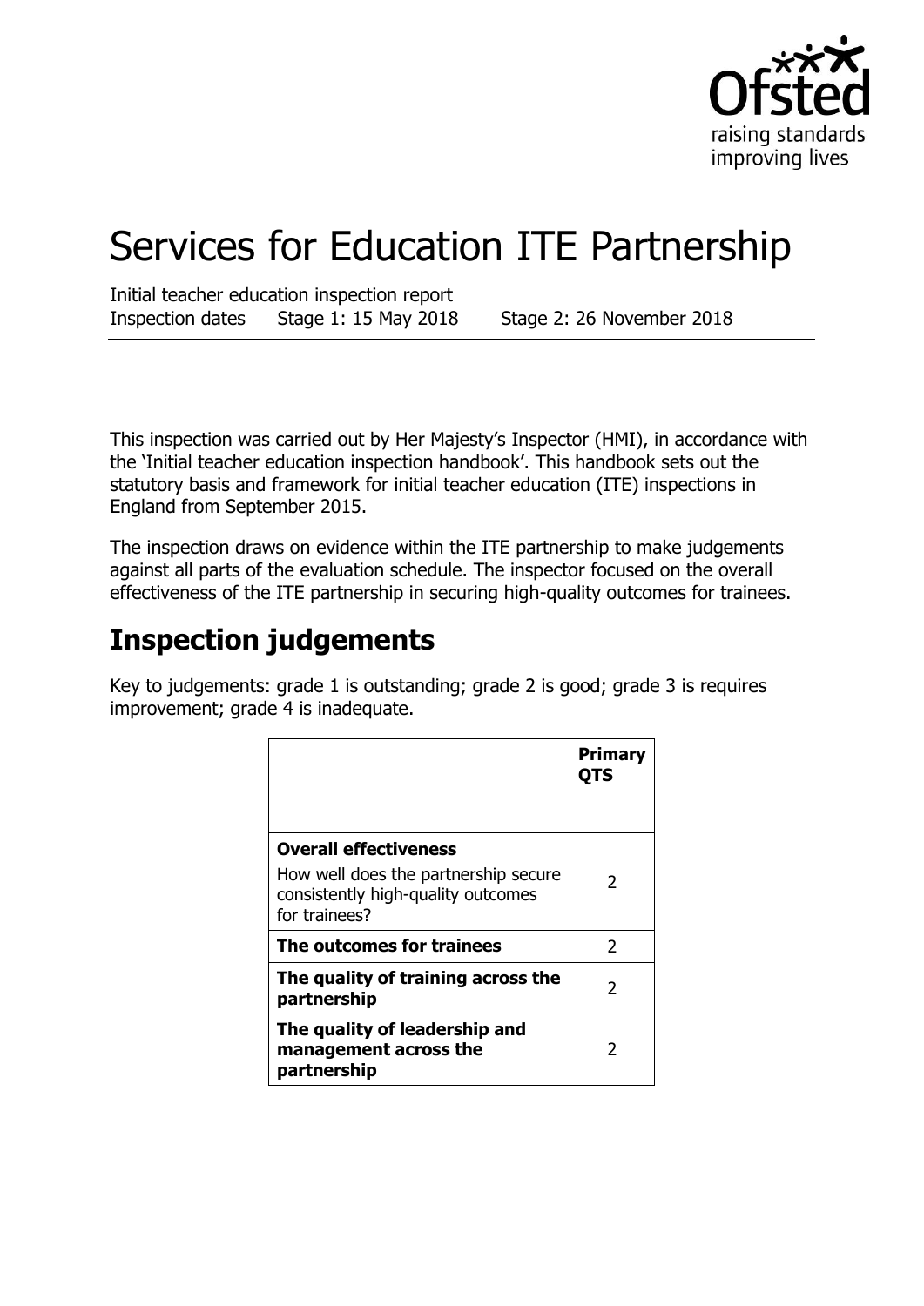# Services for Education ITE Partnership

Initial teacher education inspection report
Inspection dates Stage 1: 15 May 2018 Stage 2: 26 November 2018

This inspection was carried out by Her Majesty's Inspector (HMI), in accordance with the 'Initial teacher education inspection handbook'. This handbook sets out the statutory basis and framework for initial teacher education (ITE) inspections in England from September 2015.

The inspection draws on evidence within the ITE partnership to make judgements against all parts of the evaluation schedule. The inspector focused on the overall effectiveness of the ITE partnership in securing high-quality outcomes for trainees.

## Inspection judgements

Key to judgements: grade 1 is outstanding; grade 2 is good; grade 3 is requires improvement; grade 4 is inadequate.

| | **Primary QTS** |
|---|---|
| **Overall effectiveness** How well does the partnership secure consistently high-quality outcomes for trainees? | 2 |
| **The outcomes for trainees** | 2 |
| **The quality of training across the partnership** | 2 |
| **The quality of leadership and management across the partnership** | 2 |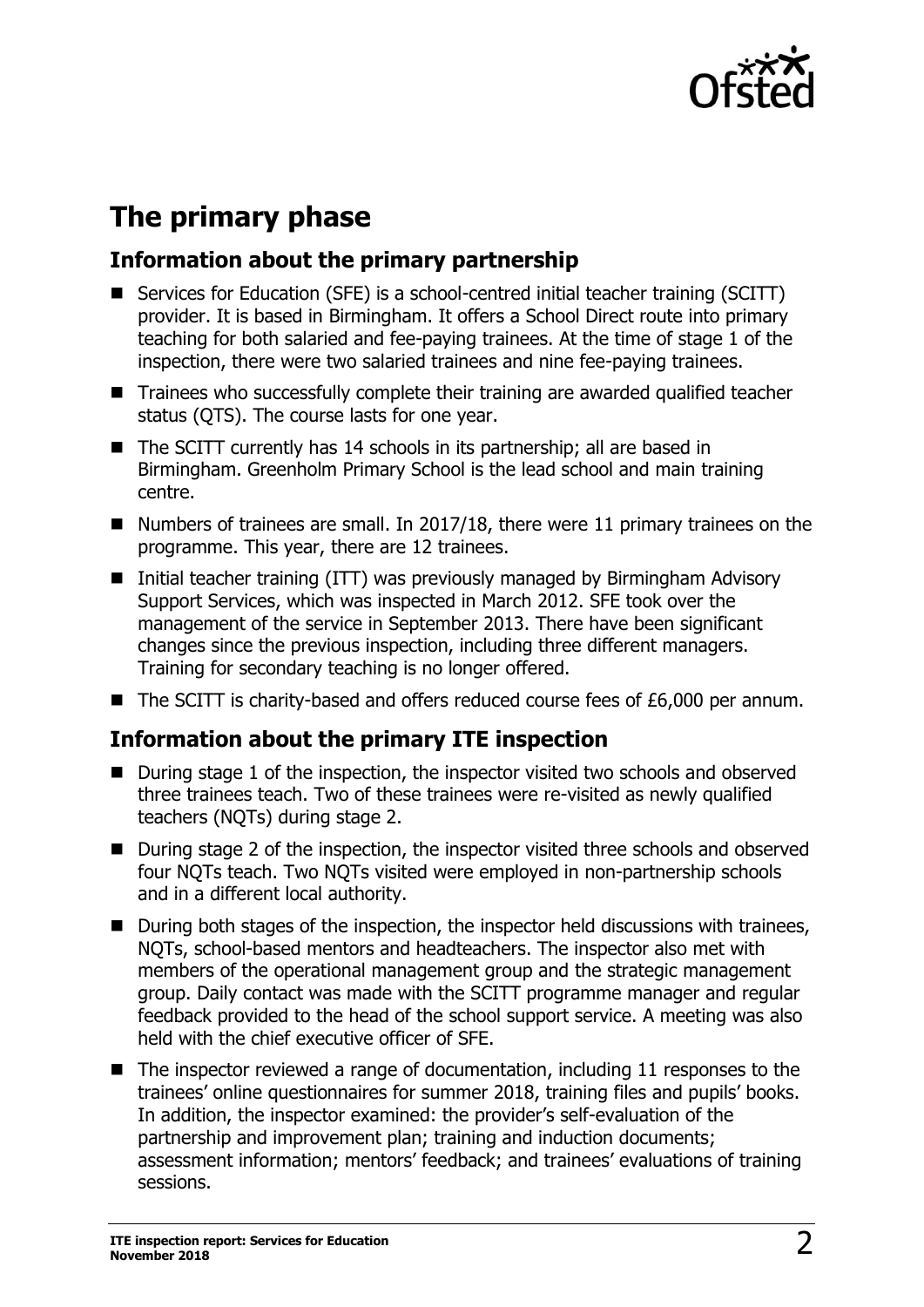# The primary phase

## Information about the primary partnership

- Services for Education (SFE) is a school-centred initial teacher training (SCITT) provider. It is based in Birmingham. It offers a School Direct route into primary teaching for both salaried and fee-paying trainees. At the time of stage 1 of the inspection, there were two salaried trainees and nine fee-paying trainees.
- Trainees who successfully complete their training are awarded qualified teacher status (QTS). The course lasts for one year.
- The SCITT currently has 14 schools in its partnership; all are based in Birmingham. Greenholm Primary School is the lead school and main training centre.
- Numbers of trainees are small. In 2017/18, there were 11 primary trainees on the programme. This year, there are 12 trainees.
- Initial teacher training (ITT) was previously managed by Birmingham Advisory Support Services, which was inspected in March 2012. SFE took over the management of the service in September 2013. There have been significant changes since the previous inspection, including three different managers. Training for secondary teaching is no longer offered.
- The SCITT is charity-based and offers reduced course fees of £6,000 per annum.

## Information about the primary ITE inspection

- During stage 1 of the inspection, the inspector visited two schools and observed three trainees teach. Two of these trainees were re-visited as newly qualified teachers (NQTs) during stage 2.
- During stage 2 of the inspection, the inspector visited three schools and observed four NQTs teach. Two NQTs visited were employed in non-partnership schools and in a different local authority.
- During both stages of the inspection, the inspector held discussions with trainees, NQTs, school-based mentors and headteachers. The inspector also met with members of the operational management group and the strategic management group. Daily contact was made with the SCITT programme manager and regular feedback provided to the head of the school support service. A meeting was also held with the chief executive officer of SFE.
- The inspector reviewed a range of documentation, including 11 responses to the trainees' online questionnaires for summer 2018, training files and pupils' books. In addition, the inspector examined: the provider's self-evaluation of the partnership and improvement plan; training and induction documents; assessment information; mentors' feedback; and trainees' evaluations of training sessions.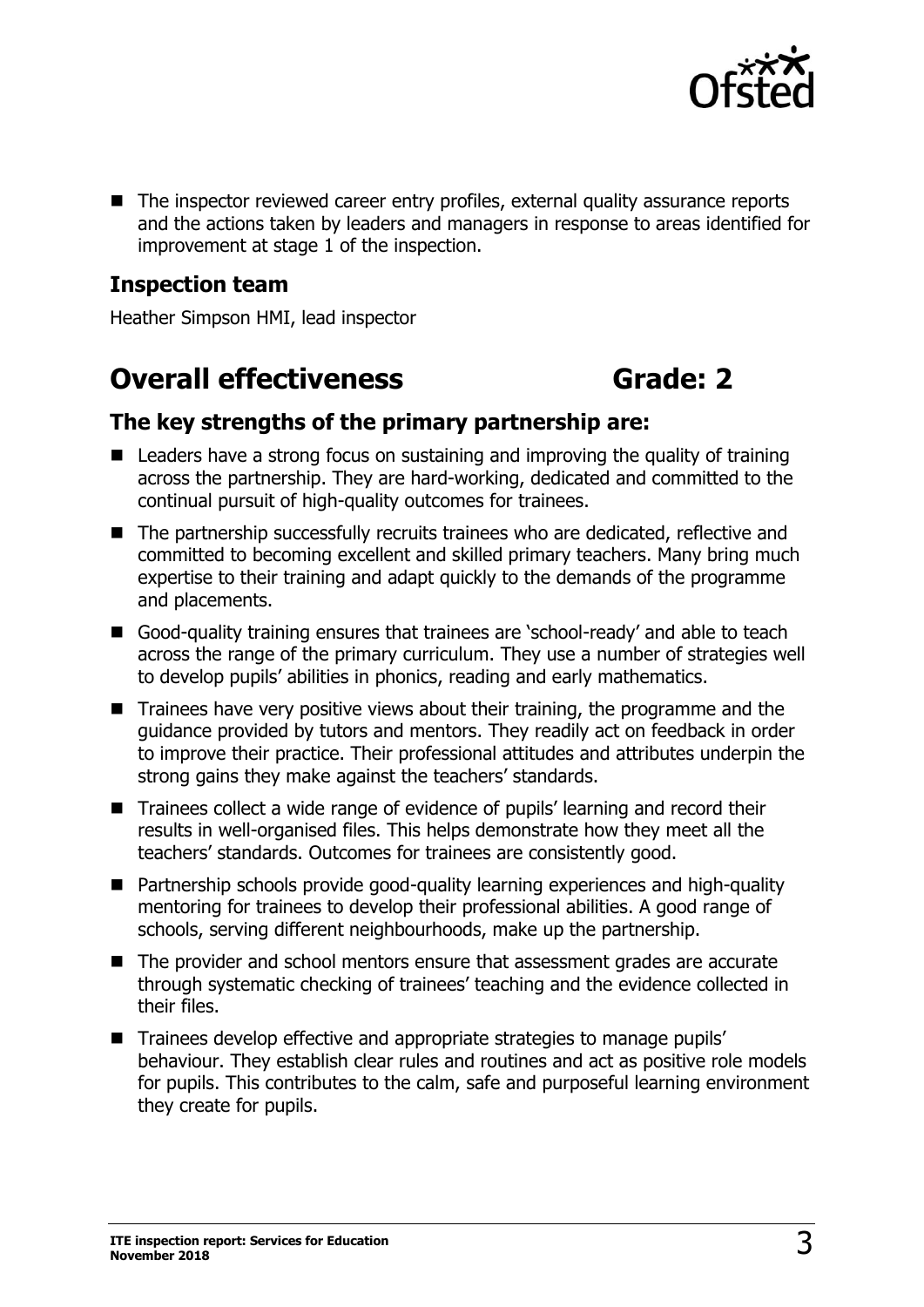- The inspector reviewed career entry profiles, external quality assurance reports and the actions taken by leaders and managers in response to areas identified for improvement at stage 1 of the inspection.

### Inspection team

Heather Simpson HMI, lead inspector

## Overall effectiveness Grade: 2

### The key strengths of the primary partnership are:

- Leaders have a strong focus on sustaining and improving the quality of training across the partnership. They are hard-working, dedicated and committed to the continual pursuit of high-quality outcomes for trainees.
- The partnership successfully recruits trainees who are dedicated, reflective and committed to becoming excellent and skilled primary teachers. Many bring much expertise to their training and adapt quickly to the demands of the programme and placements.
- Good-quality training ensures that trainees are 'school-ready' and able to teach across the range of the primary curriculum. They use a number of strategies well to develop pupils' abilities in phonics, reading and early mathematics.
- Trainees have very positive views about their training, the programme and the guidance provided by tutors and mentors. They readily act on feedback in order to improve their practice. Their professional attitudes and attributes underpin the strong gains they make against the teachers' standards.
- Trainees collect a wide range of evidence of pupils' learning and record their results in well-organised files. This helps demonstrate how they meet all the teachers' standards. Outcomes for trainees are consistently good.
- Partnership schools provide good-quality learning experiences and high-quality mentoring for trainees to develop their professional abilities. A good range of schools, serving different neighbourhoods, make up the partnership.
- The provider and school mentors ensure that assessment grades are accurate through systematic checking of trainees' teaching and the evidence collected in their files.
- Trainees develop effective and appropriate strategies to manage pupils' behaviour. They establish clear rules and routines and act as positive role models for pupils. This contributes to the calm, safe and purposeful learning environment they create for pupils.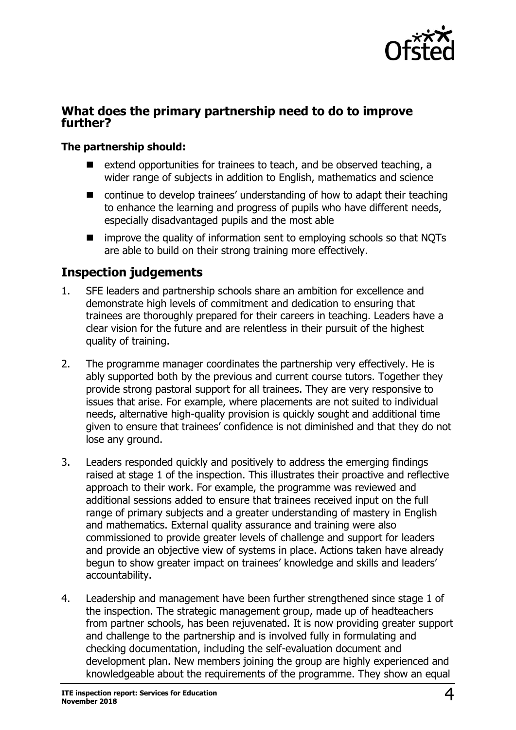## What does the primary partnership need to do to improve further?

**The partnership should:**

- extend opportunities for trainees to teach, and be observed teaching, a wider range of subjects in addition to English, mathematics and science
- continue to develop trainees' understanding of how to adapt their teaching to enhance the learning and progress of pupils who have different needs, especially disadvantaged pupils and the most able
- improve the quality of information sent to employing schools so that NQTs are able to build on their strong training more effectively.

## Inspection judgements

1. SFE leaders and partnership schools share an ambition for excellence and demonstrate high levels of commitment and dedication to ensuring that trainees are thoroughly prepared for their careers in teaching. Leaders have a clear vision for the future and are relentless in their pursuit of the highest quality of training.

2. The programme manager coordinates the partnership very effectively. He is ably supported both by the previous and current course tutors. Together they provide strong pastoral support for all trainees. They are very responsive to issues that arise. For example, where placements are not suited to individual needs, alternative high-quality provision is quickly sought and additional time given to ensure that trainees' confidence is not diminished and that they do not lose any ground.

3. Leaders responded quickly and positively to address the emerging findings raised at stage 1 of the inspection. This illustrates their proactive and reflective approach to their work. For example, the programme was reviewed and additional sessions added to ensure that trainees received input on the full range of primary subjects and a greater understanding of mastery in English and mathematics. External quality assurance and training were also commissioned to provide greater levels of challenge and support for leaders and provide an objective view of systems in place. Actions taken have already begun to show greater impact on trainees' knowledge and skills and leaders' accountability.

4. Leadership and management have been further strengthened since stage 1 of the inspection. The strategic management group, made up of headteachers from partner schools, has been rejuvenated. It is now providing greater support and challenge to the partnership and is involved fully in formulating and checking documentation, including the self-evaluation document and development plan. New members joining the group are highly experienced and knowledgeable about the requirements of the programme. They show an equal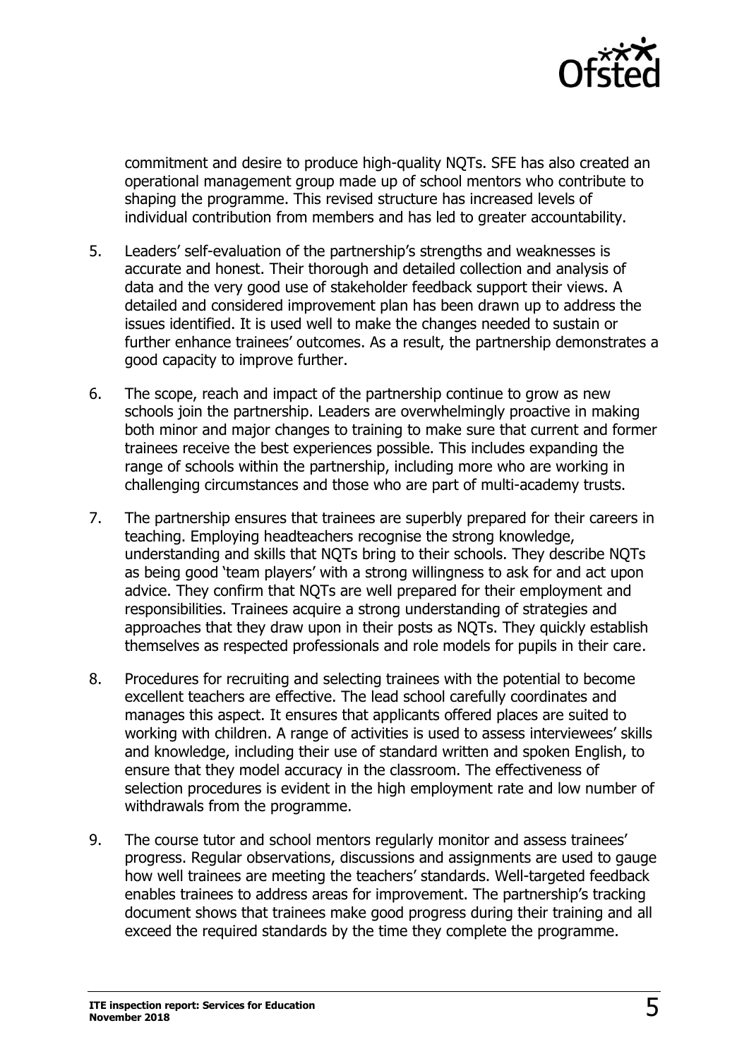commitment and desire to produce high-quality NQTs. SFE has also created an operational management group made up of school mentors who contribute to shaping the programme. This revised structure has increased levels of individual contribution from members and has led to greater accountability.

5. Leaders' self-evaluation of the partnership's strengths and weaknesses is accurate and honest. Their thorough and detailed collection and analysis of data and the very good use of stakeholder feedback support their views. A detailed and considered improvement plan has been drawn up to address the issues identified. It is used well to make the changes needed to sustain or further enhance trainees' outcomes. As a result, the partnership demonstrates a good capacity to improve further.

6. The scope, reach and impact of the partnership continue to grow as new schools join the partnership. Leaders are overwhelmingly proactive in making both minor and major changes to training to make sure that current and former trainees receive the best experiences possible. This includes expanding the range of schools within the partnership, including more who are working in challenging circumstances and those who are part of multi-academy trusts.

7. The partnership ensures that trainees are superbly prepared for their careers in teaching. Employing headteachers recognise the strong knowledge, understanding and skills that NQTs bring to their schools. They describe NQTs as being good 'team players' with a strong willingness to ask for and act upon advice. They confirm that NQTs are well prepared for their employment and responsibilities. Trainees acquire a strong understanding of strategies and approaches that they draw upon in their posts as NQTs. They quickly establish themselves as respected professionals and role models for pupils in their care.

8. Procedures for recruiting and selecting trainees with the potential to become excellent teachers are effective. The lead school carefully coordinates and manages this aspect. It ensures that applicants offered places are suited to working with children. A range of activities is used to assess interviewees' skills and knowledge, including their use of standard written and spoken English, to ensure that they model accuracy in the classroom. The effectiveness of selection procedures is evident in the high employment rate and low number of withdrawals from the programme.

9. The course tutor and school mentors regularly monitor and assess trainees' progress. Regular observations, discussions and assignments are used to gauge how well trainees are meeting the teachers' standards. Well-targeted feedback enables trainees to address areas for improvement. The partnership's tracking document shows that trainees make good progress during their training and all exceed the required standards by the time they complete the programme.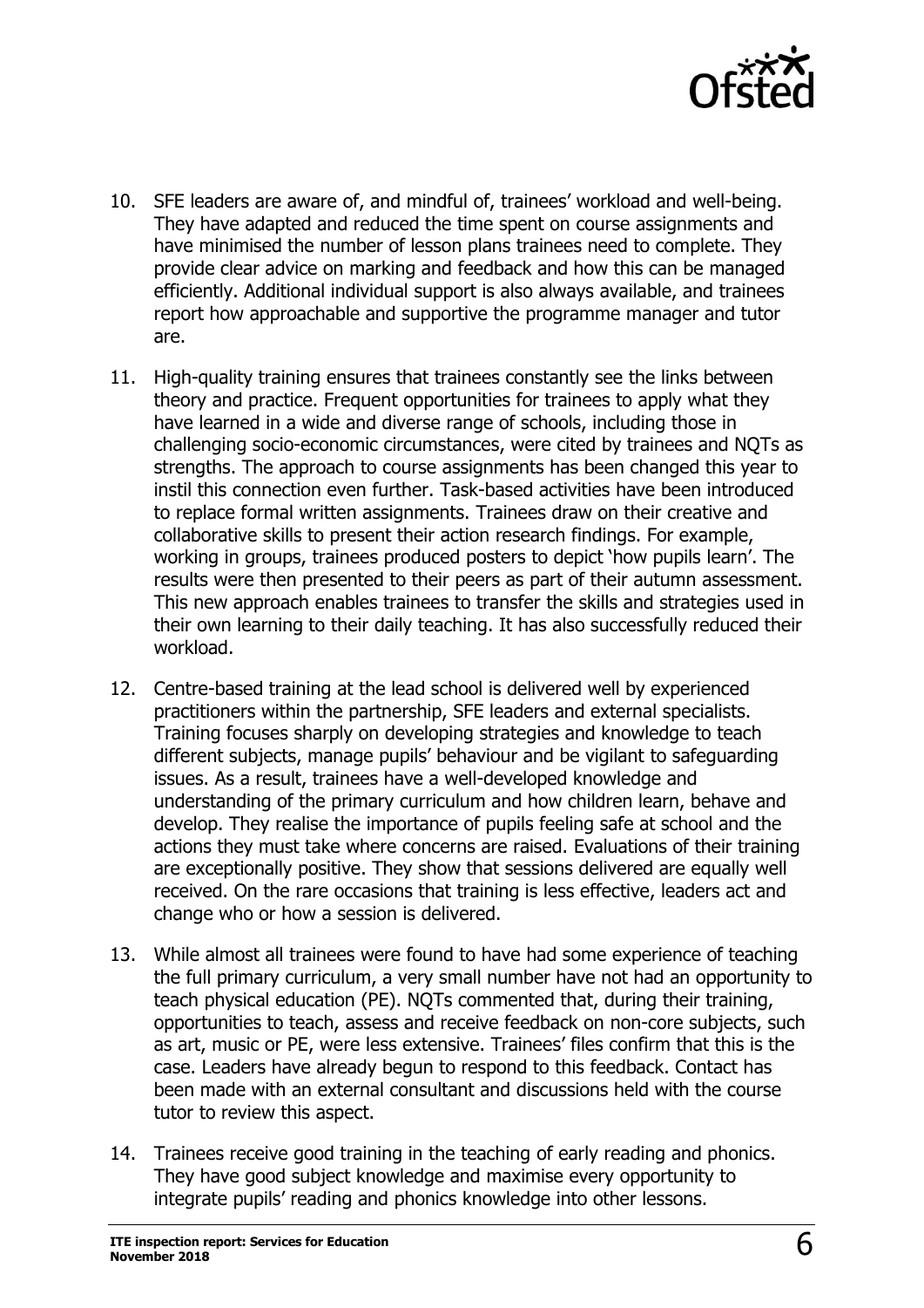10. SFE leaders are aware of, and mindful of, trainees' workload and well-being. They have adapted and reduced the time spent on course assignments and have minimised the number of lesson plans trainees need to complete. They provide clear advice on marking and feedback and how this can be managed efficiently. Additional individual support is also always available, and trainees report how approachable and supportive the programme manager and tutor are.

11. High-quality training ensures that trainees constantly see the links between theory and practice. Frequent opportunities for trainees to apply what they have learned in a wide and diverse range of schools, including those in challenging socio-economic circumstances, were cited by trainees and NQTs as strengths. The approach to course assignments has been changed this year to instil this connection even further. Task-based activities have been introduced to replace formal written assignments. Trainees draw on their creative and collaborative skills to present their action research findings. For example, working in groups, trainees produced posters to depict 'how pupils learn'. The results were then presented to their peers as part of their autumn assessment. This new approach enables trainees to transfer the skills and strategies used in their own learning to their daily teaching. It has also successfully reduced their workload.

12. Centre-based training at the lead school is delivered well by experienced practitioners within the partnership, SFE leaders and external specialists. Training focuses sharply on developing strategies and knowledge to teach different subjects, manage pupils' behaviour and be vigilant to safeguarding issues. As a result, trainees have a well-developed knowledge and understanding of the primary curriculum and how children learn, behave and develop. They realise the importance of pupils feeling safe at school and the actions they must take where concerns are raised. Evaluations of their training are exceptionally positive. They show that sessions delivered are equally well received. On the rare occasions that training is less effective, leaders act and change who or how a session is delivered.

13. While almost all trainees were found to have had some experience of teaching the full primary curriculum, a very small number have not had an opportunity to teach physical education (PE). NQTs commented that, during their training, opportunities to teach, assess and receive feedback on non-core subjects, such as art, music or PE, were less extensive. Trainees' files confirm that this is the case. Leaders have already begun to respond to this feedback. Contact has been made with an external consultant and discussions held with the course tutor to review this aspect.

14. Trainees receive good training in the teaching of early reading and phonics. They have good subject knowledge and maximise every opportunity to integrate pupils' reading and phonics knowledge into other lessons.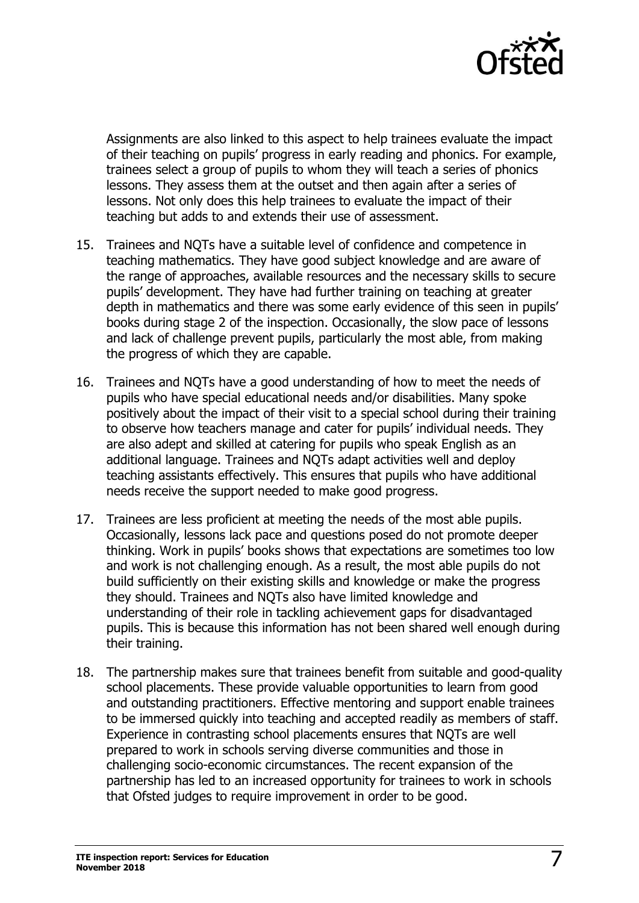Assignments are also linked to this aspect to help trainees evaluate the impact of their teaching on pupils' progress in early reading and phonics. For example, trainees select a group of pupils to whom they will teach a series of phonics lessons. They assess them at the outset and then again after a series of lessons. Not only does this help trainees to evaluate the impact of their teaching but adds to and extends their use of assessment.

15. Trainees and NQTs have a suitable level of confidence and competence in teaching mathematics. They have good subject knowledge and are aware of the range of approaches, available resources and the necessary skills to secure pupils' development. They have had further training on teaching at greater depth in mathematics and there was some early evidence of this seen in pupils' books during stage 2 of the inspection. Occasionally, the slow pace of lessons and lack of challenge prevent pupils, particularly the most able, from making the progress of which they are capable.

16. Trainees and NQTs have a good understanding of how to meet the needs of pupils who have special educational needs and/or disabilities. Many spoke positively about the impact of their visit to a special school during their training to observe how teachers manage and cater for pupils' individual needs. They are also adept and skilled at catering for pupils who speak English as an additional language. Trainees and NQTs adapt activities well and deploy teaching assistants effectively. This ensures that pupils who have additional needs receive the support needed to make good progress.

17. Trainees are less proficient at meeting the needs of the most able pupils. Occasionally, lessons lack pace and questions posed do not promote deeper thinking. Work in pupils' books shows that expectations are sometimes too low and work is not challenging enough. As a result, the most able pupils do not build sufficiently on their existing skills and knowledge or make the progress they should. Trainees and NQTs also have limited knowledge and understanding of their role in tackling achievement gaps for disadvantaged pupils. This is because this information has not been shared well enough during their training.

18. The partnership makes sure that trainees benefit from suitable and good-quality school placements. These provide valuable opportunities to learn from good and outstanding practitioners. Effective mentoring and support enable trainees to be immersed quickly into teaching and accepted readily as members of staff. Experience in contrasting school placements ensures that NQTs are well prepared to work in schools serving diverse communities and those in challenging socio-economic circumstances. The recent expansion of the partnership has led to an increased opportunity for trainees to work in schools that Ofsted judges to require improvement in order to be good.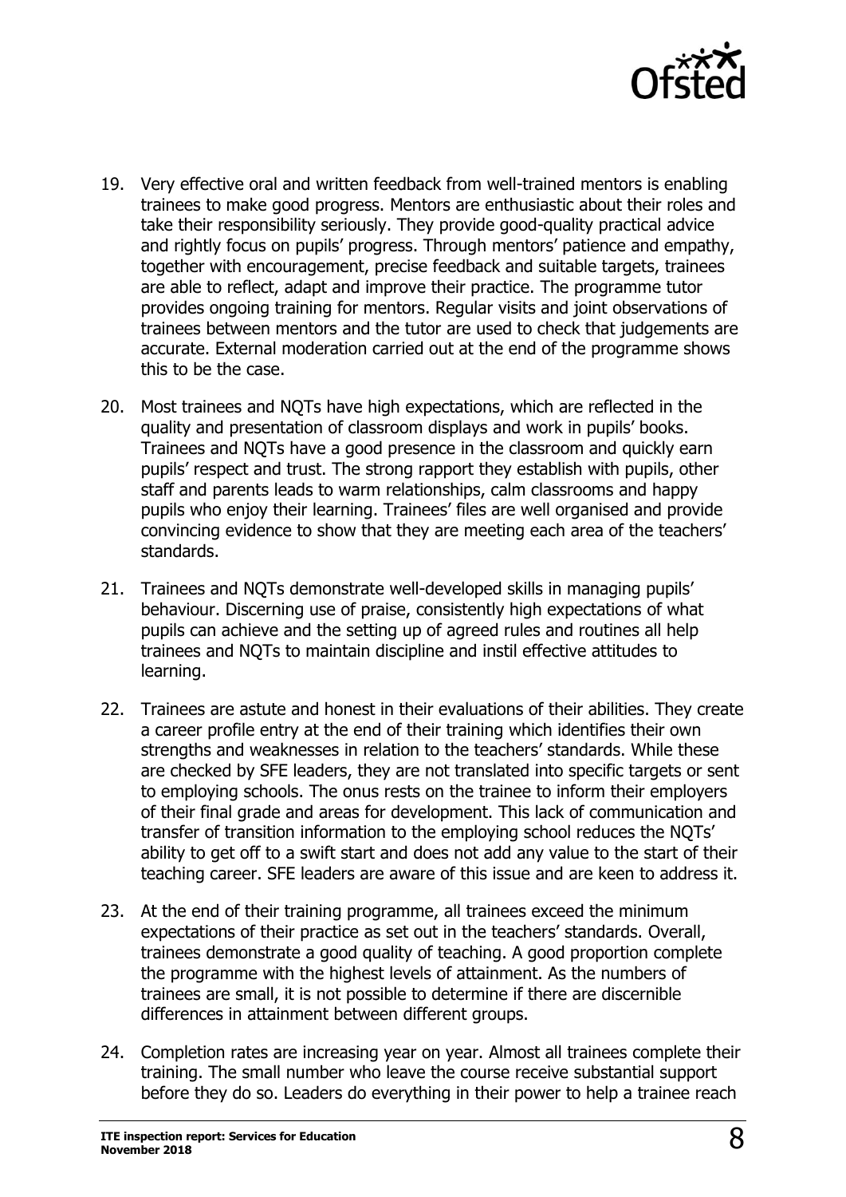19. Very effective oral and written feedback from well-trained mentors is enabling trainees to make good progress. Mentors are enthusiastic about their roles and take their responsibility seriously. They provide good-quality practical advice and rightly focus on pupils' progress. Through mentors' patience and empathy, together with encouragement, precise feedback and suitable targets, trainees are able to reflect, adapt and improve their practice. The programme tutor provides ongoing training for mentors. Regular visits and joint observations of trainees between mentors and the tutor are used to check that judgements are accurate. External moderation carried out at the end of the programme shows this to be the case.

20. Most trainees and NQTs have high expectations, which are reflected in the quality and presentation of classroom displays and work in pupils' books. Trainees and NQTs have a good presence in the classroom and quickly earn pupils' respect and trust. The strong rapport they establish with pupils, other staff and parents leads to warm relationships, calm classrooms and happy pupils who enjoy their learning. Trainees' files are well organised and provide convincing evidence to show that they are meeting each area of the teachers' standards.

21. Trainees and NQTs demonstrate well-developed skills in managing pupils' behaviour. Discerning use of praise, consistently high expectations of what pupils can achieve and the setting up of agreed rules and routines all help trainees and NQTs to maintain discipline and instil effective attitudes to learning.

22. Trainees are astute and honest in their evaluations of their abilities. They create a career profile entry at the end of their training which identifies their own strengths and weaknesses in relation to the teachers' standards. While these are checked by SFE leaders, they are not translated into specific targets or sent to employing schools. The onus rests on the trainee to inform their employers of their final grade and areas for development. This lack of communication and transfer of transition information to the employing school reduces the NQTs' ability to get off to a swift start and does not add any value to the start of their teaching career. SFE leaders are aware of this issue and are keen to address it.

23. At the end of their training programme, all trainees exceed the minimum expectations of their practice as set out in the teachers' standards. Overall, trainees demonstrate a good quality of teaching. A good proportion complete the programme with the highest levels of attainment. As the numbers of trainees are small, it is not possible to determine if there are discernible differences in attainment between different groups.

24. Completion rates are increasing year on year. Almost all trainees complete their training. The small number who leave the course receive substantial support before they do so. Leaders do everything in their power to help a trainee reach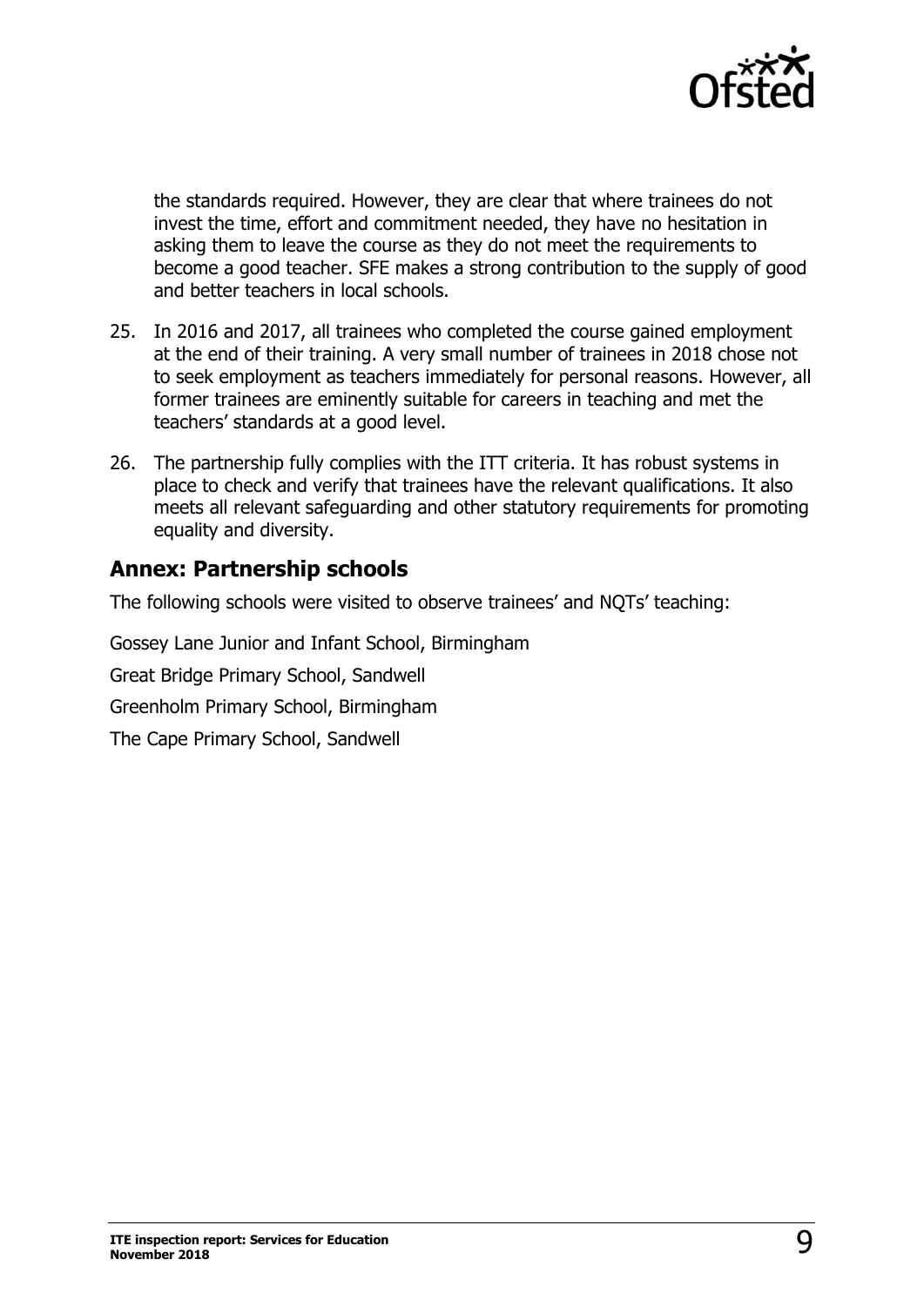the standards required. However, they are clear that where trainees do not invest the time, effort and commitment needed, they have no hesitation in asking them to leave the course as they do not meet the requirements to become a good teacher. SFE makes a strong contribution to the supply of good and better teachers in local schools.

25. In 2016 and 2017, all trainees who completed the course gained employment at the end of their training. A very small number of trainees in 2018 chose not to seek employment as teachers immediately for personal reasons. However, all former trainees are eminently suitable for careers in teaching and met the teachers' standards at a good level.

26. The partnership fully complies with the ITT criteria. It has robust systems in place to check and verify that trainees have the relevant qualifications. It also meets all relevant safeguarding and other statutory requirements for promoting equality and diversity.

## Annex: Partnership schools

The following schools were visited to observe trainees' and NQTs' teaching:

Gossey Lane Junior and Infant School, Birmingham

Great Bridge Primary School, Sandwell

Greenholm Primary School, Birmingham

The Cape Primary School, Sandwell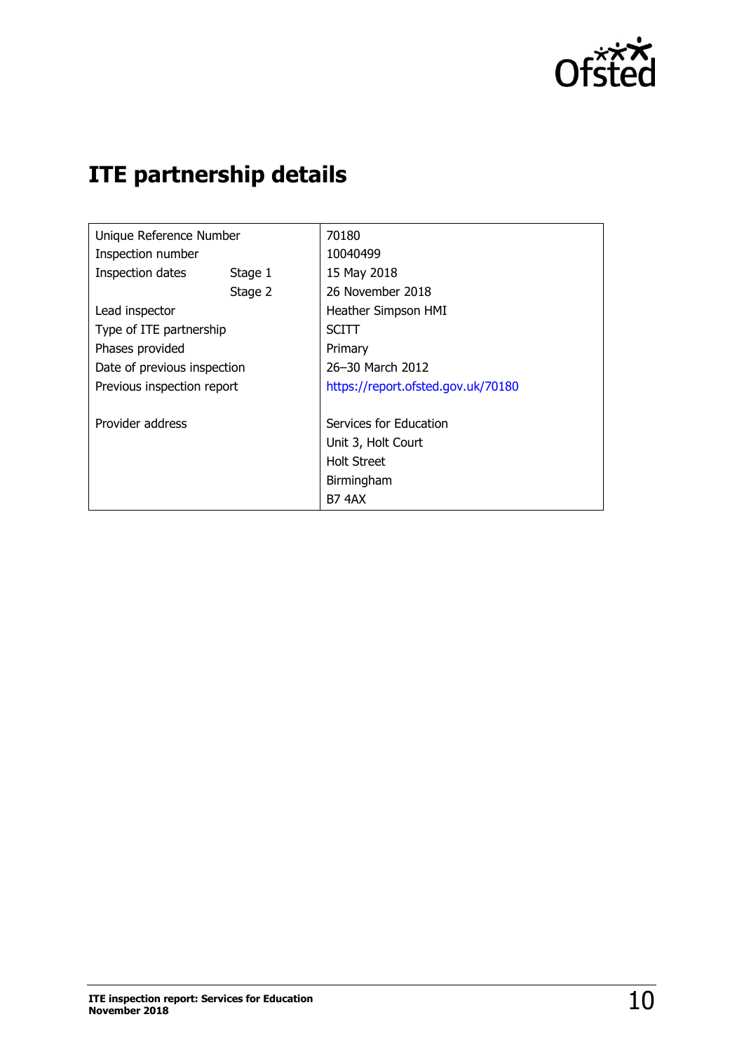# ITE partnership details

| | | |
|---|---|---|
| Unique Reference Number | | 70180 |
| Inspection number | | 10040499 |
| Inspection dates | Stage 1 | 15 May 2018 |
| | Stage 2 | 26 November 2018 |
| Lead inspector | | Heather Simpson HMI |
| Type of ITE partnership | | SCITT |
| Phases provided | | Primary |
| Date of previous inspection | | 26–30 March 2012 |
| Previous inspection report | | https://report.ofsted.gov.uk/70180 |
| Provider address | | Services for Education<br>Unit 3, Holt Court<br>Holt Street<br>Birmingham<br>B7 4AX |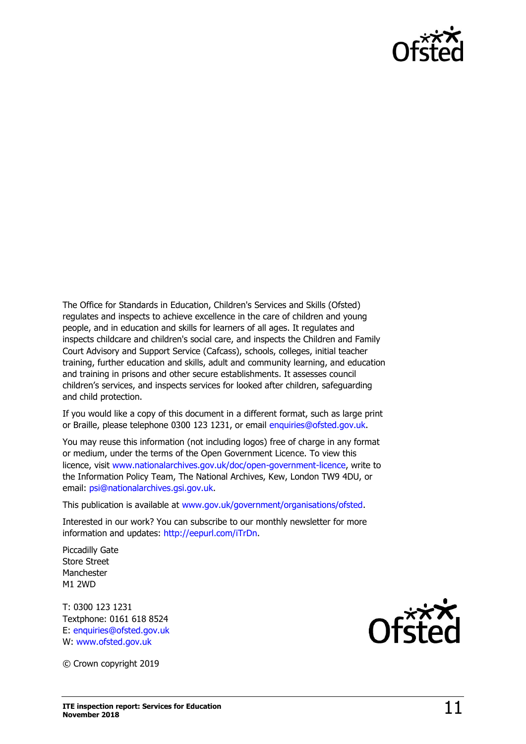The Office for Standards in Education, Children's Services and Skills (Ofsted) regulates and inspects to achieve excellence in the care of children and young people, and in education and skills for learners of all ages. It regulates and inspects childcare and children's social care, and inspects the Children and Family Court Advisory and Support Service (Cafcass), schools, colleges, initial teacher training, further education and skills, adult and community learning, and education and training in prisons and other secure establishments. It assesses council children's services, and inspects services for looked after children, safeguarding and child protection.

If you would like a copy of this document in a different format, such as large print or Braille, please telephone 0300 123 1231, or email enquiries@ofsted.gov.uk.

You may reuse this information (not including logos) free of charge in any format or medium, under the terms of the Open Government Licence. To view this licence, visit www.nationalarchives.gov.uk/doc/open-government-licence, write to the Information Policy Team, The National Archives, Kew, London TW9 4DU, or email: psi@nationalarchives.gsi.gov.uk.

This publication is available at www.gov.uk/government/organisations/ofsted.

Interested in our work? You can subscribe to our monthly newsletter for more information and updates: http://eepurl.com/iTrDn.

Piccadilly Gate
Store Street
Manchester
M1 2WD

T: 0300 123 1231
Textphone: 0161 618 8524
E: enquiries@ofsted.gov.uk
W: www.ofsted.gov.uk

© Crown copyright 2019